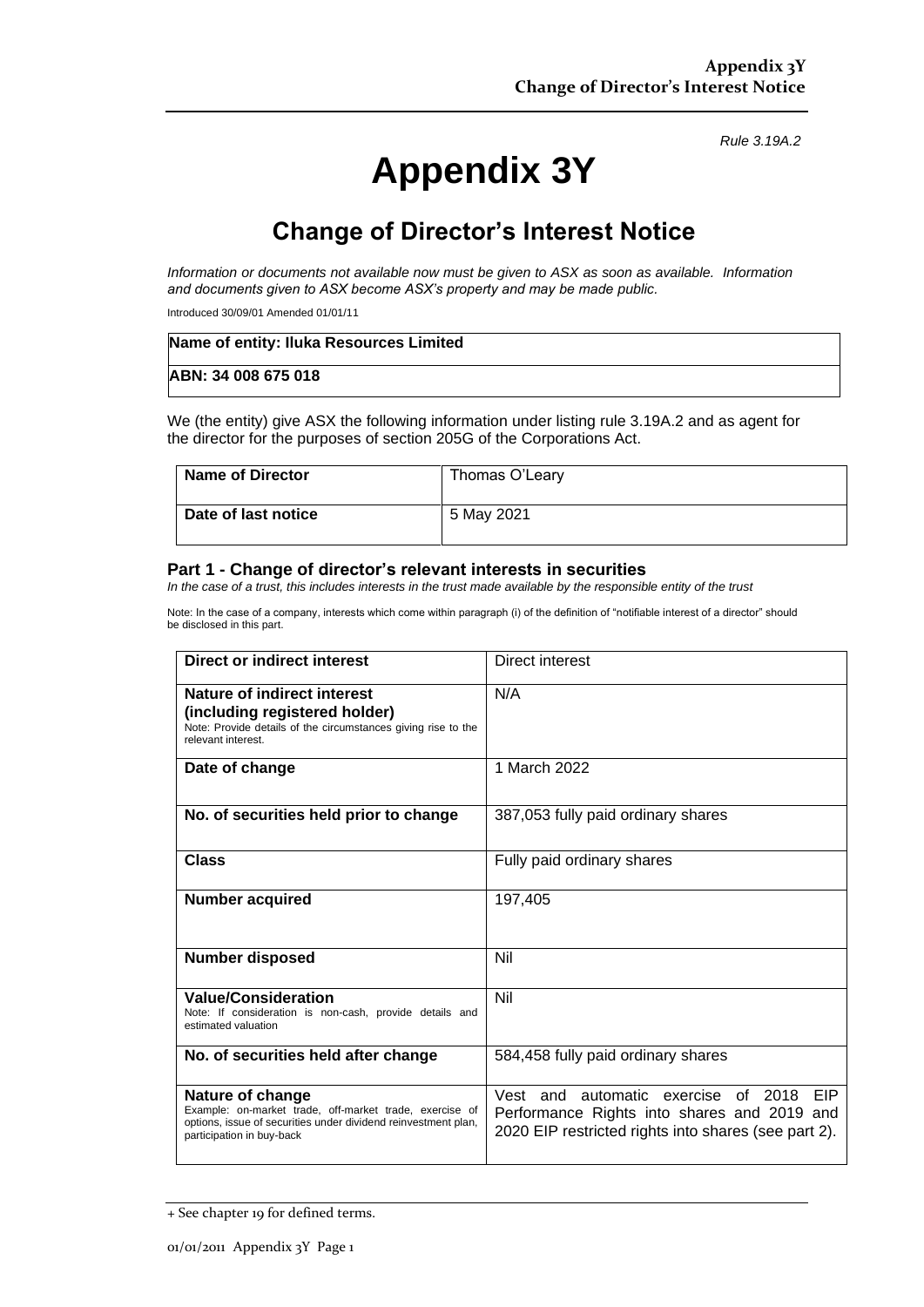*Rule 3.19A.2*

# Appendix 3Y

## Change of Director's Interest Notice

*Information or documents not available now must be given to ASX as soon as available. Information and documents given to ASX become ASX's property and may be made public.*

Introduced 30/09/01 Amended 01/01/11

| **Name of entity: Iluka Resources Limited** |
|---|
| **ABN: 34 008 675 018** |

We (the entity) give ASX the following information under listing rule 3.19A.2 and as agent for the director for the purposes of section 205G of the Corporations Act.

| **Name of Director** | Thomas O'Leary |
|---|---|
| **Date of last notice** | 5 May 2021 |

### Part 1 - Change of director's relevant interests in securities

*In the case of a trust, this includes interests in the trust made available by the responsible entity of the trust*

Note: In the case of a company, interests which come within paragraph (i) of the definition of "notifiable interest of a director" should be disclosed in this part.

| **Direct or indirect interest** | Direct interest |
|---|---|
| **Nature of indirect interest (including registered holder)**<br>Note: Provide details of the circumstances giving rise to the relevant interest. | N/A |
| **Date of change** | 1 March 2022 |
| **No. of securities held prior to change** | 387,053 fully paid ordinary shares |
| **Class** | Fully paid ordinary shares |
| **Number acquired** | 197,405 |
| **Number disposed** | Nil |
| **Value/Consideration**<br>Note: If consideration is non-cash, provide details and estimated valuation | Nil |
| **No. of securities held after change** | 584,458 fully paid ordinary shares |
| **Nature of change**<br>Example: on-market trade, off-market trade, exercise of options, issue of securities under dividend reinvestment plan, participation in buy-back | Vest and automatic exercise of 2018 EIP Performance Rights into shares and 2019 and 2020 EIP restricted rights into shares (see part 2). |

+ See chapter 19 for defined terms.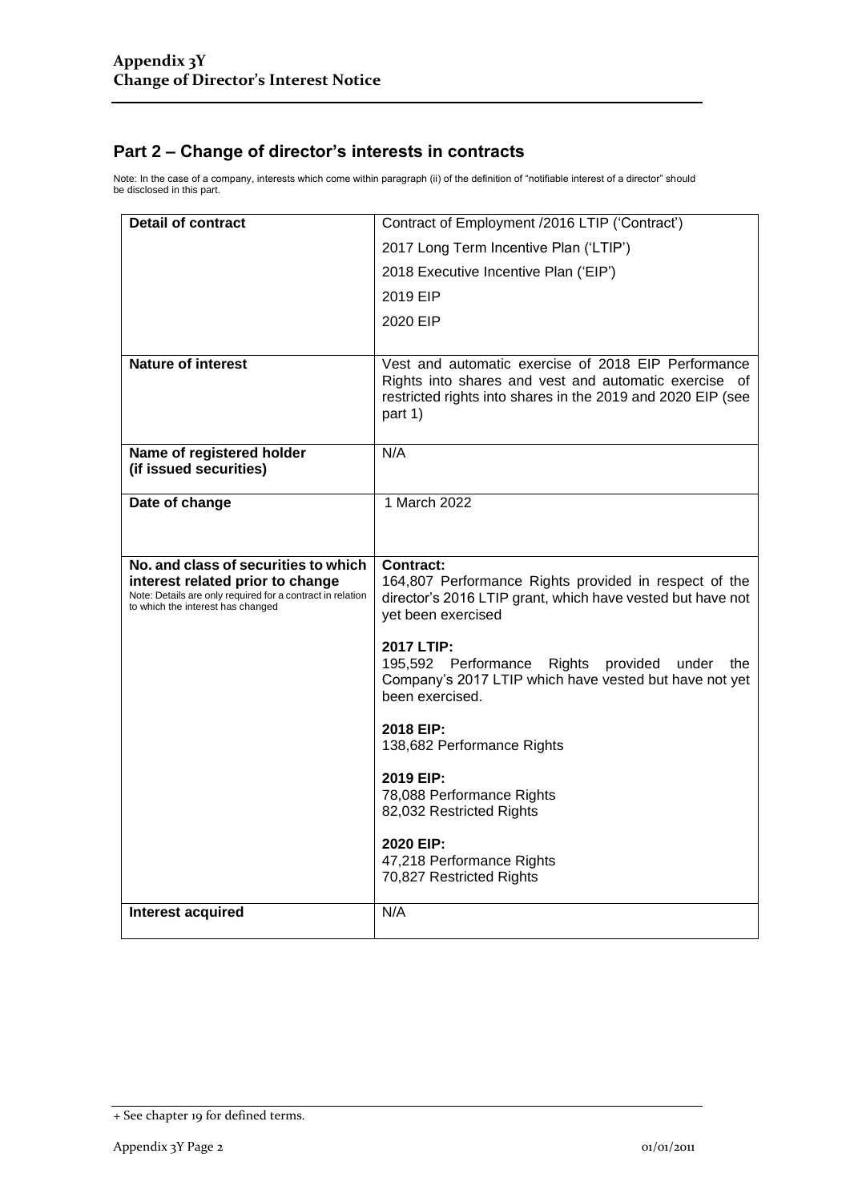## Part 2 – Change of director's interests in contracts

Note: In the case of a company, interests which come within paragraph (ii) of the definition of "notifiable interest of a director" should be disclosed in this part.

| | |
|---|---|
| **Detail of contract** | Contract of Employment /2016 LTIP ('Contract')<br>2017 Long Term Incentive Plan ('LTIP')<br>2018 Executive Incentive Plan ('EIP')<br>2019 EIP<br>2020 EIP |
| **Nature of interest** | Vest and automatic exercise of 2018 EIP Performance Rights into shares and vest and automatic exercise of restricted rights into shares in the 2019 and 2020 EIP (see part 1) |
| **Name of registered holder (if issued securities)** | N/A |
| **Date of change** | 1 March 2022 |
| **No. and class of securities to which interest related prior to change**<br>Note: Details are only required for a contract in relation to which the interest has changed | **Contract:**<br>164,807 Performance Rights provided in respect of the director's 2016 LTIP grant, which have vested but have not yet been exercised<br><br>**2017 LTIP:**<br>195,592 Performance Rights provided under the Company's 2017 LTIP which have vested but have not yet been exercised.<br><br>**2018 EIP:**<br>138,682 Performance Rights<br><br>**2019 EIP:**<br>78,088 Performance Rights<br>82,032 Restricted Rights<br><br>**2020 EIP:**<br>47,218 Performance Rights<br>70,827 Restricted Rights |
| **Interest acquired** | N/A |

+ See chapter 19 for defined terms.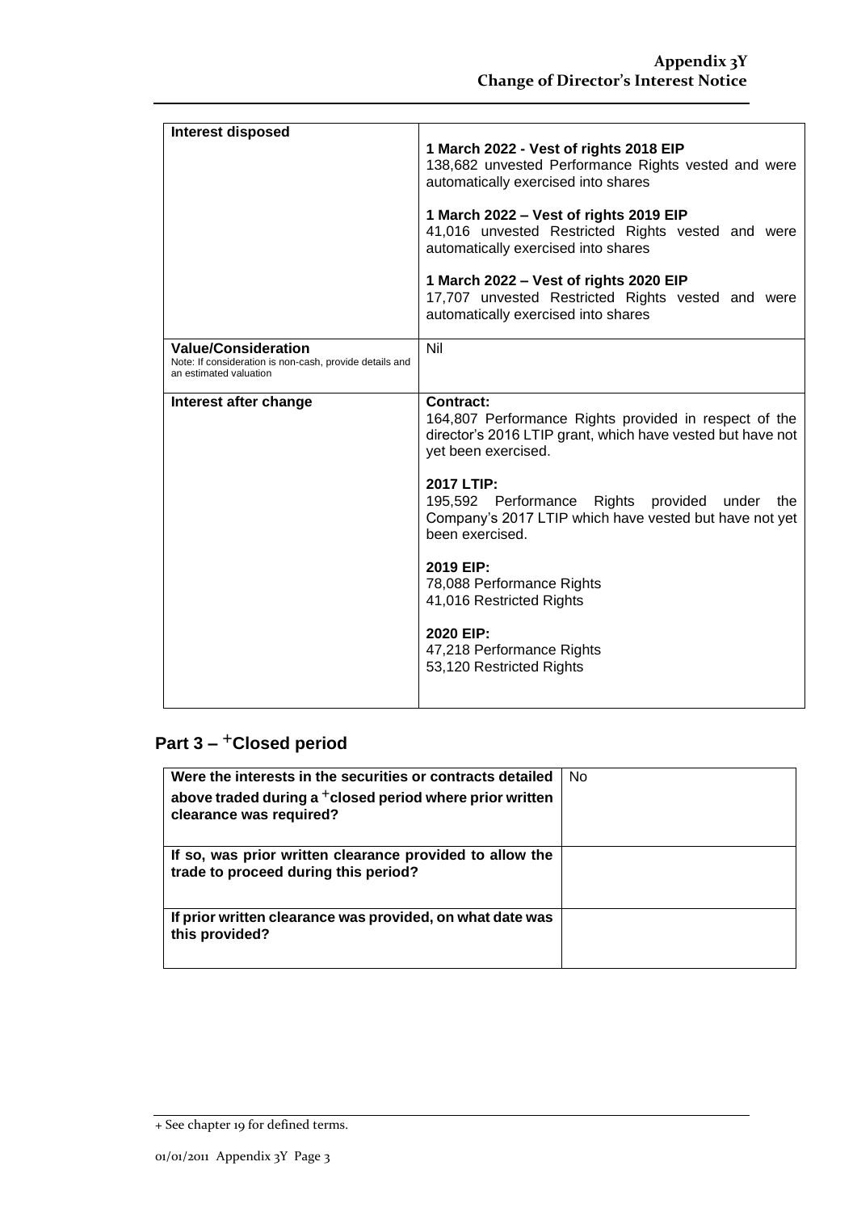| | |
|---|---|
| **Interest disposed** | **1 March 2022 - Vest of rights 2018 EIP**<br>138,682 unvested Performance Rights vested and were automatically exercised into shares<br><br>**1 March 2022 – Vest of rights 2019 EIP**<br>41,016 unvested Restricted Rights vested and were automatically exercised into shares<br><br>**1 March 2022 – Vest of rights 2020 EIP**<br>17,707 unvested Restricted Rights vested and were automatically exercised into shares |
| **Value/Consideration**<br>Note: If consideration is non-cash, provide details and an estimated valuation | Nil |
| **Interest after change** | **Contract:**<br>164,807 Performance Rights provided in respect of the director's 2016 LTIP grant, which have vested but have not yet been exercised.<br><br>**2017 LTIP:**<br>195,592 Performance Rights provided under the Company's 2017 LTIP which have vested but have not yet been exercised.<br><br>**2019 EIP:**<br>78,088 Performance Rights<br>41,016 Restricted Rights<br><br>**2020 EIP:**<br>47,218 Performance Rights<br>53,120 Restricted Rights |

## Part 3 – +Closed period

| | |
|---|---|
| **Were the interests in the securities or contracts detailed above traded during a +closed period where prior written clearance was required?** | No |
| **If so, was prior written clearance provided to allow the trade to proceed during this period?** | |
| **If prior written clearance was provided, on what date was this provided?** | |

+ See chapter 19 for defined terms.